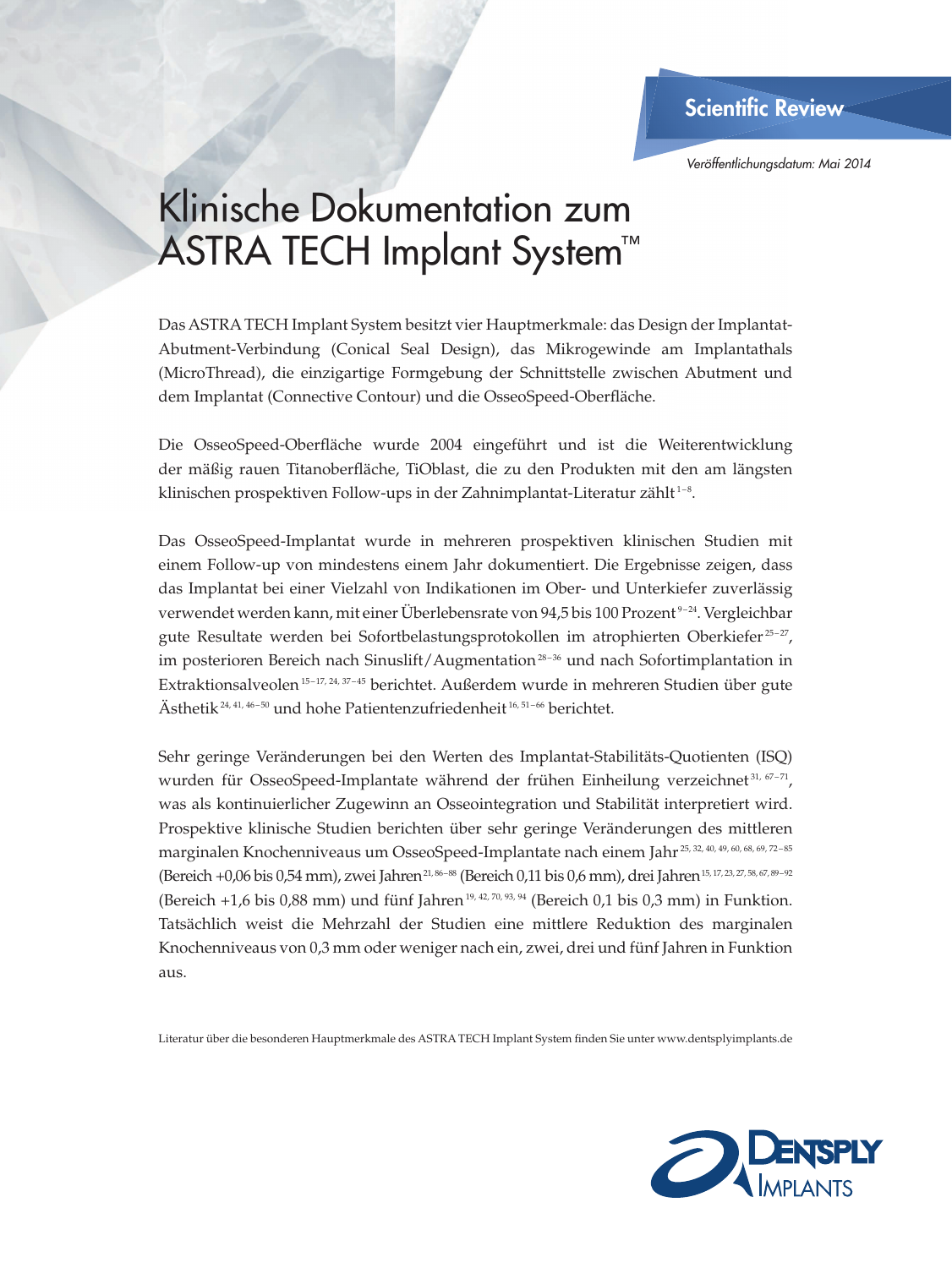Scientific Review

*Veröffentlichungsdatum: Mai 2014*

# Klinische Dokumentation zum ASTRA TECH Implant System™

Das ASTRA TECH Implant System besitzt vier Hauptmerkmale: das Design der Implantat-Abutment-Verbindung (Conical Seal Design), das Mikrogewinde am Implantathals (MicroThread), die einzigartige Formgebung der Schnittstelle zwischen Abutment und dem Implantat (Connective Contour) und die OsseoSpeed-Oberfläche.

Die OsseoSpeed-Oberfläche wurde 2004 eingeführt und ist die Weiterentwicklung der mäßig rauen Titanoberfläche, TiOblast, die zu den Produkten mit den am längsten klinischen prospektiven Follow-ups in der Zahnimplantat-Literatur zählt[1–8].

Das OsseoSpeed-Implantat wurde in mehreren prospektiven klinischen Studien mit einem Follow-up von mindestens einem Jahr dokumentiert. Die Ergebnisse zeigen, dass das Implantat bei einer Vielzahl von Indikationen im Ober- und Unterkiefer zuverlässig verwendet werden kann, mit einer Überlebensrate von 94,5 bis 100 Prozent[9–24]. Vergleichbar gute Resultate werden bei Sofortbelastungsprotokollen im atrophierten Oberkiefer[25–27], im posterioren Bereich nach Sinuslift/Augmentation[28–36] und nach Sofortimplantation in Extraktionsalveolen[15–17, 24, 37–45] berichtet. Außerdem wurde in mehreren Studien über gute Ästhetik[24, 41, 46–50] und hohe Patientenzufriedenheit[16, 51–66] berichtet.

Sehr geringe Veränderungen bei den Werten des Implantat-Stabilitäts-Quotienten (ISQ) wurden für OsseoSpeed-Implantate während der frühen Einheilung verzeichnet[31, 67–71], was als kontinuierlicher Zugewinn an Osseointegration und Stabilität interpretiert wird. Prospektive klinische Studien berichten über sehr geringe Veränderungen des mittleren marginalen Knochenniveaus um OsseoSpeed-Implantate nach einem Jahr[25, 32, 40, 49, 60, 68, 69, 72–85] (Bereich +0,06 bis 0,54 mm), zwei Jahren[21, 86–88] (Bereich 0,11 bis 0,6 mm), drei Jahren[15, 17, 23, 27, 58, 67, 89–92] (Bereich +1,6 bis 0,88 mm) und fünf Jahren[19, 42, 70, 93, 94] (Bereich 0,1 bis 0,3 mm) in Funktion. Tatsächlich weist die Mehrzahl der Studien eine mittlere Reduktion des marginalen Knochenniveaus von 0,3 mm oder weniger nach ein, zwei, drei und fünf Jahren in Funktion aus.

Literatur über die besonderen Hauptmerkmale des ASTRA TECH Implant System finden Sie unter www.dentsplyimplants.de

DENTSPLY IMPLANTS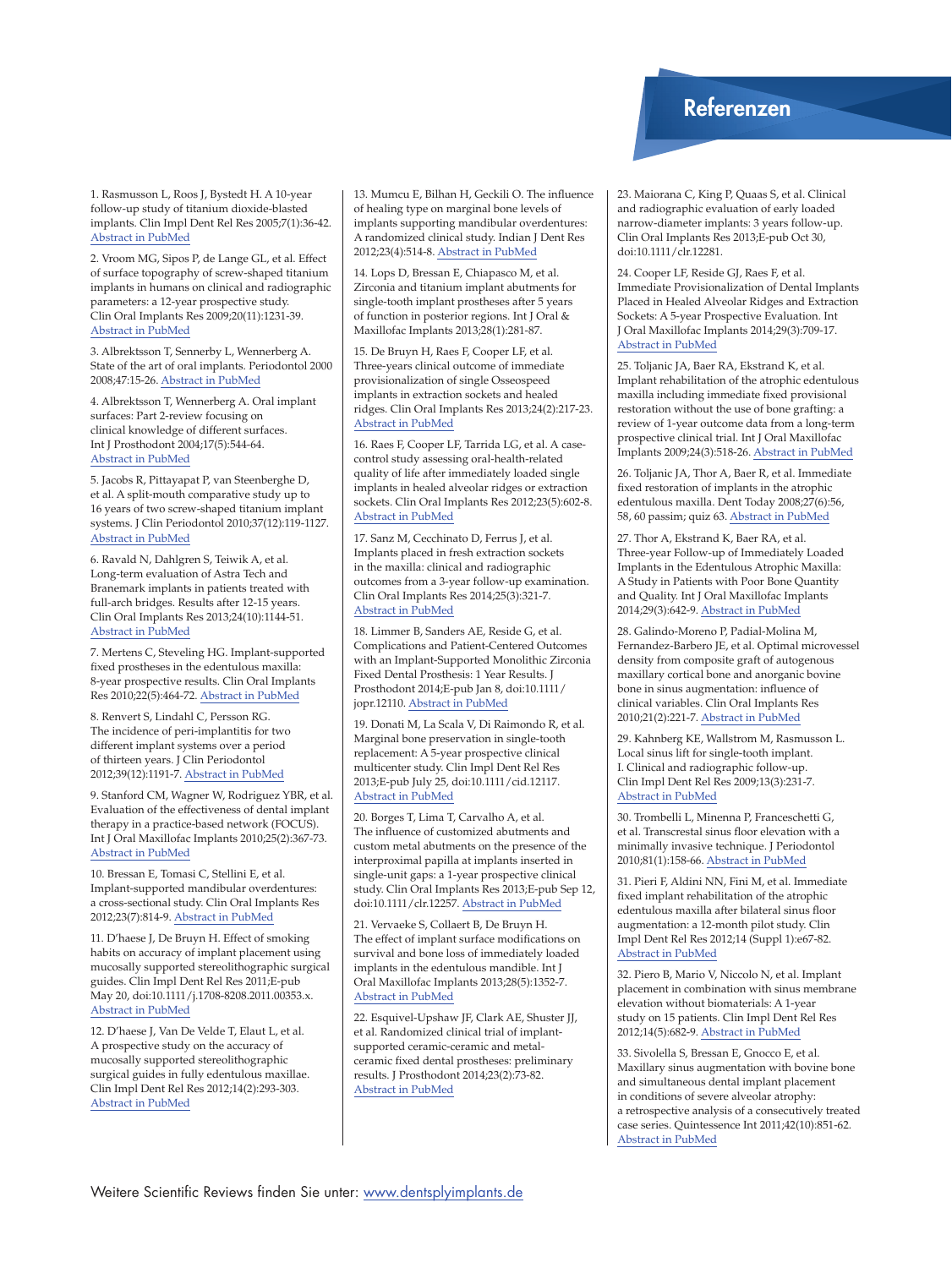# Referenzen

1. Rasmusson L, Roos J, Bystedt H. A 10-year follow-up study of titanium dioxide-blasted implants. Clin Impl Dent Rel Res 2005;7(1):36-42. Abstract in PubMed

2. Vroom MG, Sipos P, de Lange GL, et al. Effect of surface topography of screw-shaped titanium implants in humans on clinical and radiographic parameters: a 12-year prospective study. Clin Oral Implants Res 2009;20(11):1231-39. Abstract in PubMed

3. Albrektsson T, Sennerby L, Wennerberg A. State of the art of oral implants. Periodontol 2000 2008;47:15-26. Abstract in PubMed

4. Albrektsson T, Wennerberg A. Oral implant surfaces: Part 2-review focusing on clinical knowledge of different surfaces. Int J Prosthodont 2004;17(5):544-64. Abstract in PubMed

5. Jacobs R, Pittayapat P, van Steenberghe D, et al. A split-mouth comparative study up to 16 years of two screw-shaped titanium implant systems. J Clin Periodontol 2010;37(12):119-1127. Abstract in PubMed

6. Ravald N, Dahlgren S, Teiwik A, et al. Long-term evaluation of Astra Tech and Branemark implants in patients treated with full-arch bridges. Results after 12-15 years. Clin Oral Implants Res 2013;24(10):1144-51. Abstract in PubMed

7. Mertens C, Steveling HG. Implant-supported fixed prostheses in the edentulous maxilla: 8-year prospective results. Clin Oral Implants Res 2010;22(5):464-72. Abstract in PubMed

8. Renvert S, Lindahl C, Persson RG. The incidence of peri-implantitis for two different implant systems over a period of thirteen years. J Clin Periodontol 2012;39(12):1191-7. Abstract in PubMed

9. Stanford CM, Wagner W, Rodriguez YBR, et al. Evaluation of the effectiveness of dental implant therapy in a practice-based network (FOCUS). Int J Oral Maxillofac Implants 2010;25(2):367-73. Abstract in PubMed

10. Bressan E, Tomasi C, Stellini E, et al. Implant-supported mandibular overdentures: a cross-sectional study. Clin Oral Implants Res 2012;23(7):814-9. Abstract in PubMed

11. D'haese J, De Bruyn H. Effect of smoking habits on accuracy of implant placement using mucosally supported stereolithographic surgical guides. Clin Impl Dent Rel Res 2011;E-pub May 20, doi:10.1111/j.1708-8208.2011.00353.x. Abstract in PubMed

12. D'haese J, Van De Velde T, Elaut L, et al. A prospective study on the accuracy of mucosally supported stereolithographic surgical guides in fully edentulous maxillae. Clin Impl Dent Rel Res 2012;14(2):293-303. Abstract in PubMed

13. Mumcu E, Bilhan H, Geckili O. The influence of healing type on marginal bone levels of implants supporting mandibular overdentures: A randomized clinical study. Indian J Dent Res 2012;23(4):514-8. Abstract in PubMed

14. Lops D, Bressan E, Chiapasco M, et al. Zirconia and titanium implant abutments for single-tooth implant prostheses after 5 years of function in posterior regions. Int J Oral & Maxillofac Implants 2013;28(1):281-87.

15. De Bruyn H, Raes F, Cooper LF, et al. Three-years clinical outcome of immediate provisionalization of single Osseospeed implants in extraction sockets and healed ridges. Clin Oral Implants Res 2013;24(2):217-23. Abstract in PubMed

16. Raes F, Cooper LF, Tarrida LG, et al. A case-control study assessing oral-health-related quality of life after immediately loaded single implants in healed alveolar ridges or extraction sockets. Clin Oral Implants Res 2012;23(5):602-8. Abstract in PubMed

17. Sanz M, Cecchinato D, Ferrus J, et al. Implants placed in fresh extraction sockets in the maxilla: clinical and radiographic outcomes from a 3-year follow-up examination. Clin Oral Implants Res 2014;25(3):321-7. Abstract in PubMed

18. Limmer B, Sanders AE, Reside G, et al. Complications and Patient-Centered Outcomes with an Implant-Supported Monolithic Zirconia Fixed Dental Prosthesis: 1 Year Results. J Prosthodont 2014;E-pub Jan 8, doi:10.1111/jopr.12110. Abstract in PubMed

19. Donati M, La Scala V, Di Raimondo R, et al. Marginal bone preservation in single-tooth replacement: A 5-year prospective clinical multicenter study. Clin Impl Dent Rel Res 2013;E-pub July 25, doi:10.1111/cid.12117. Abstract in PubMed

20. Borges T, Lima T, Carvalho A, et al. The influence of customized abutments and custom metal abutments on the presence of the interproximal papilla at implants inserted in single-unit gaps: a 1-year prospective clinical study. Clin Oral Implants Res 2013;E-pub Sep 12, doi:10.1111/clr.12257. Abstract in PubMed

21. Vervaeke S, Collaert B, De Bruyn H. The effect of implant surface modifications on survival and bone loss of immediately loaded implants in the edentulous mandible. Int J Oral Maxillofac Implants 2013;28(5):1352-7. Abstract in PubMed

22. Esquivel-Upshaw JF, Clark AE, Shuster JJ, et al. Randomized clinical trial of implant-supported ceramic-ceramic and metal-ceramic fixed dental prostheses: preliminary results. J Prosthodont 2014;23(2):73-82. Abstract in PubMed

23. Maiorana C, King P, Quaas S, et al. Clinical and radiographic evaluation of early loaded narrow-diameter implants: 3 years follow-up. Clin Oral Implants Res 2013;E-pub Oct 30, doi:10.1111/clr.12281.

24. Cooper LF, Reside GJ, Raes F, et al. Immediate Provisionalization of Dental Implants Placed in Healed Alveolar Ridges and Extraction Sockets: A 5-year Prospective Evaluation. Int J Oral Maxillofac Implants 2014;29(3):709-17. Abstract in PubMed

25. Toljanic JA, Baer RA, Ekstrand K, et al. Implant rehabilitation of the atrophic edentulous maxilla including immediate fixed provisional restoration without the use of bone grafting: a review of 1-year outcome data from a long-term prospective clinical trial. Int J Oral Maxillofac Implants 2009;24(3):518-26. Abstract in PubMed

26. Toljanic JA, Thor A, Baer R, et al. Immediate fixed restoration of implants in the atrophic edentulous maxilla. Dent Today 2008;27(6):56, 58, 60 passim; quiz 63. Abstract in PubMed

27. Thor A, Ekstrand K, Baer RA, et al. Three-year Follow-up of Immediately Loaded Implants in the Edentulous Atrophic Maxilla: A Study in Patients with Poor Bone Quantity and Quality. Int J Oral Maxillofac Implants 2014;29(3):642-9. Abstract in PubMed

28. Galindo-Moreno P, Padial-Molina M, Fernandez-Barbero JE, et al. Optimal microvessel density from composite graft of autogenous maxillary cortical bone and anorganic bovine bone in sinus augmentation: influence of clinical variables. Clin Oral Implants Res 2010;21(2):221-7. Abstract in PubMed

29. Kahnberg KE, Wallstrom M, Rasmusson L. Local sinus lift for single-tooth implant. I. Clinical and radiographic follow-up. Clin Impl Dent Rel Res 2009;13(3):231-7. Abstract in PubMed

30. Trombelli L, Minenna P, Franceschetti G, et al. Transcrestal sinus floor elevation with a minimally invasive technique. J Periodontol 2010;81(1):158-66. Abstract in PubMed

31. Pieri F, Aldini NN, Fini M, et al. Immediate fixed implant rehabilitation of the atrophic edentulous maxilla after bilateral sinus floor augmentation: a 12-month pilot study. Clin Impl Dent Rel Res 2012;14 (Suppl 1):e67-82. Abstract in PubMed

32. Piero B, Mario V, Niccolo N, et al. Implant placement in combination with sinus membrane elevation without biomaterials: A 1-year study on 15 patients. Clin Impl Dent Rel Res 2012;14(5):682-9. Abstract in PubMed

33. Sivolella S, Bressan E, Gnocco E, et al. Maxillary sinus augmentation with bovine bone and simultaneous dental implant placement in conditions of severe alveolar atrophy: a retrospective analysis of a consecutively treated case series. Quintessence Int 2011;42(10):851-62. Abstract in PubMed

Weitere Scientific Reviews finden Sie unter: www.dentsplyimplants.de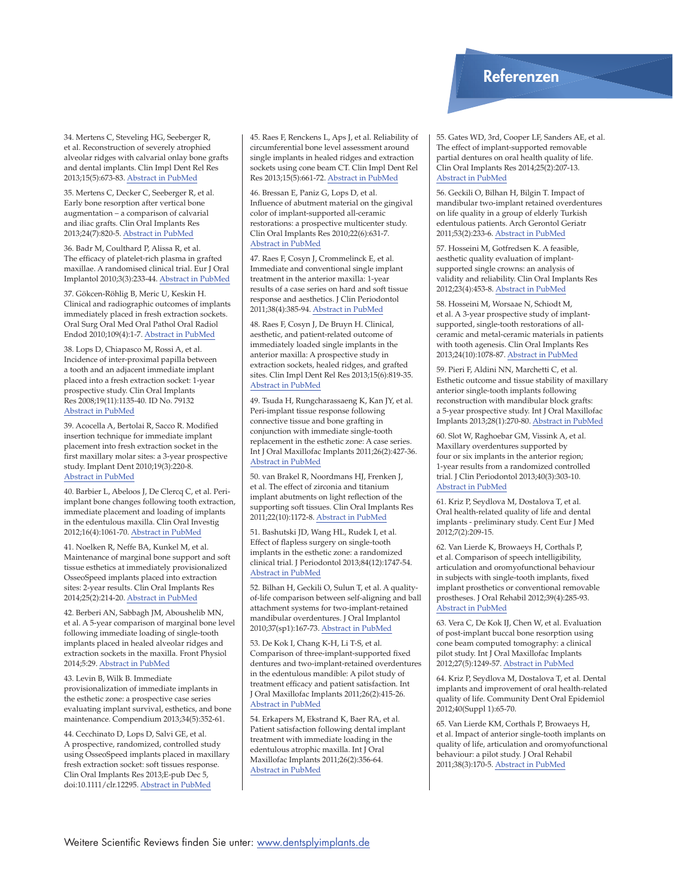## Referenzen

34. Mertens C, Steveling HG, Seeberger R, et al. Reconstruction of severely atrophied alveolar ridges with calvarial onlay bone grafts and dental implants. Clin Impl Dent Rel Res 2013;15(5):673-83. Abstract in PubMed

35. Mertens C, Decker C, Seeberger R, et al. Early bone resorption after vertical bone augmentation – a comparison of calvarial and iliac grafts. Clin Oral Implants Res 2013;24(7):820-5. Abstract in PubMed

36. Badr M, Coulthard P, Alissa R, et al. The efficacy of platelet-rich plasma in grafted maxillae. A randomised clinical trial. Eur J Oral Implantol 2010;3(3):233-44. Abstract in PubMed

37. Gökcen-Röhlig B, Meric U, Keskin H. Clinical and radiographic outcomes of implants immediately placed in fresh extraction sockets. Oral Surg Oral Med Oral Pathol Oral Radiol Endod 2010;109(4):1-7. Abstract in PubMed

38. Lops D, Chiapasco M, Rossi A, et al. Incidence of inter-proximal papilla between a tooth and an adjacent immediate implant placed into a fresh extraction socket: 1-year prospective study. Clin Oral Implants Res 2008;19(11):1135-40. ID No. 79132 Abstract in PubMed

39. Acocella A, Bertolai R, Sacco R. Modified insertion technique for immediate implant placement into fresh extraction socket in the first maxillary molar sites: a 3-year prospective study. Implant Dent 2010;19(3):220-8. Abstract in PubMed

40. Barbier L, Abeloos J, De Clercq C, et al. Peri-implant bone changes following tooth extraction, immediate placement and loading of implants in the edentulous maxilla. Clin Oral Investig 2012;16(4):1061-70. Abstract in PubMed

41. Noelken R, Neffe BA, Kunkel M, et al. Maintenance of marginal bone support and soft tissue esthetics at immediately provisionalized OsseoSpeed implants placed into extraction sites: 2-year results. Clin Oral Implants Res 2014;25(2):214-20. Abstract in PubMed

42. Berberi AN, Sabbagh JM, Aboushelib MN, et al. A 5-year comparison of marginal bone level following immediate loading of single-tooth implants placed in healed alveolar ridges and extraction sockets in the maxilla. Front Physiol 2014;5:29. Abstract in PubMed

43. Levin B, Wilk B. Immediate provisionalization of immediate implants in the esthetic zone: a prospective case series evaluating implant survival, esthetics, and bone maintenance. Compendium 2013;34(5):352-61.

44. Cecchinato D, Lops D, Salvi GE, et al. A prospective, randomized, controlled study using OsseoSpeed implants placed in maxillary fresh extraction socket: soft tissues response. Clin Oral Implants Res 2013;E-pub Dec 5, doi:10.1111/clr.12295. Abstract in PubMed

45. Raes F, Renckens L, Aps J, et al. Reliability of circumferential bone level assessment around single implants in healed ridges and extraction sockets using cone beam CT. Clin Impl Dent Rel Res 2013;15(5):661-72. Abstract in PubMed

46. Bressan E, Paniz G, Lops D, et al. Influence of abutment material on the gingival color of implant-supported all-ceramic restorations: a prospective multicenter study. Clin Oral Implants Res 2010;22(6):631-7. Abstract in PubMed

47. Raes F, Cosyn J, Crommelinck E, et al. Immediate and conventional single implant treatment in the anterior maxilla: 1-year results of a case series on hard and soft tissue response and aesthetics. J Clin Periodontol 2011;38(4):385-94. Abstract in PubMed

48. Raes F, Cosyn J, De Bruyn H. Clinical, aesthetic, and patient-related outcome of immediately loaded single implants in the anterior maxilla: A prospective study in extraction sockets, healed ridges, and grafted sites. Clin Impl Dent Rel Res 2013;15(6):819-35. Abstract in PubMed

49. Tsuda H, Rungcharassaeng K, Kan JY, et al. Peri-implant tissue response following connective tissue and bone grafting in conjunction with immediate single-tooth replacement in the esthetic zone: A case series. Int J Oral Maxillofac Implants 2011;26(2):427-36. Abstract in PubMed

50. van Brakel R, Noordmans HJ, Frenken J, et al. The effect of zirconia and titanium implant abutments on light reflection of the supporting soft tissues. Clin Oral Implants Res 2011;22(10):1172-8. Abstract in PubMed

51. Bashutski JD, Wang HL, Rudek I, et al. Effect of flapless surgery on single-tooth implants in the esthetic zone: a randomized clinical trial. J Periodontol 2013;84(12):1747-54. Abstract in PubMed

52. Bilhan H, Geckili O, Sulun T, et al. A quality-of-life comparison between self-aligning and ball attachment systems for two-implant-retained mandibular overdentures. J Oral Implantol 2010;37(sp1):167-73. Abstract in PubMed

53. De Kok I, Chang K-H, Li T-S, et al. Comparison of three-implant-supported fixed dentures and two-implant-retained overdentures in the edentulous mandible: A pilot study of treatment efficacy and patient satisfaction. Int J Oral Maxillofac Implants 2011;26(2):415-26. Abstract in PubMed

54. Erkapers M, Ekstrand K, Baer RA, et al. Patient satisfaction following dental implant treatment with immediate loading in the edentulous atrophic maxilla. Int J Oral Maxillofac Implants 2011;26(2):356-64. Abstract in PubMed

55. Gates WD, 3rd, Cooper LF, Sanders AE, et al. The effect of implant-supported removable partial dentures on oral health quality of life. Clin Oral Implants Res 2014;25(2):207-13. Abstract in PubMed

56. Geckili O, Bilhan H, Bilgin T. Impact of mandibular two-implant retained overdentures on life quality in a group of elderly Turkish edentulous patients. Arch Gerontol Geriatr 2011;53(2):233-6. Abstract in PubMed

57. Hosseini M, Gotfredsen K. A feasible, aesthetic quality evaluation of implant-supported single crowns: an analysis of validity and reliability. Clin Oral Implants Res 2012;23(4):453-8. Abstract in PubMed

58. Hosseini M, Worsaae N, Schiodt M, et al. A 3-year prospective study of implant-supported, single-tooth restorations of all-ceramic and metal-ceramic materials in patients with tooth agenesis. Clin Oral Implants Res 2013;24(10):1078-87. Abstract in PubMed

59. Pieri F, Aldini NN, Marchetti C, et al. Esthetic outcome and tissue stability of maxillary anterior single-tooth implants following reconstruction with mandibular block grafts: a 5-year prospective study. Int J Oral Maxillofac Implants 2013;28(1):270-80. Abstract in PubMed

60. Slot W, Raghoebar GM, Vissink A, et al. Maxillary overdentures supported by four or six implants in the anterior region; 1-year results from a randomized controlled trial. J Clin Periodontol 2013;40(3):303-10. Abstract in PubMed

61. Kriz P, Seydlova M, Dostalova T, et al. Oral health-related quality of life and dental implants - preliminary study. Cent Eur J Med 2012;7(2):209-15.

62. Van Lierde K, Browaeys H, Corthals P, et al. Comparison of speech intelligibility, articulation and oromyofunctional behaviour in subjects with single-tooth implants, fixed implant prosthetics or conventional removable prostheses. J Oral Rehabil 2012;39(4):285-93. Abstract in PubMed

63. Vera C, De Kok IJ, Chen W, et al. Evaluation of post-implant buccal bone resorption using cone beam computed tomography: a clinical pilot study. Int J Oral Maxillofac Implants 2012;27(5):1249-57. Abstract in PubMed

64. Kriz P, Seydlova M, Dostalova T, et al. Dental implants and improvement of oral health-related quality of life. Community Dent Oral Epidemiol 2012;40(Suppl 1):65-70.

65. Van Lierde KM, Corthals P, Browaeys H, et al. Impact of anterior single-tooth implants on quality of life, articulation and oromyofunctional behaviour: a pilot study. J Oral Rehabil 2011;38(3):170-5. Abstract in PubMed

Weitere Scientific Reviews finden Sie unter: www.dentsplyimplants.de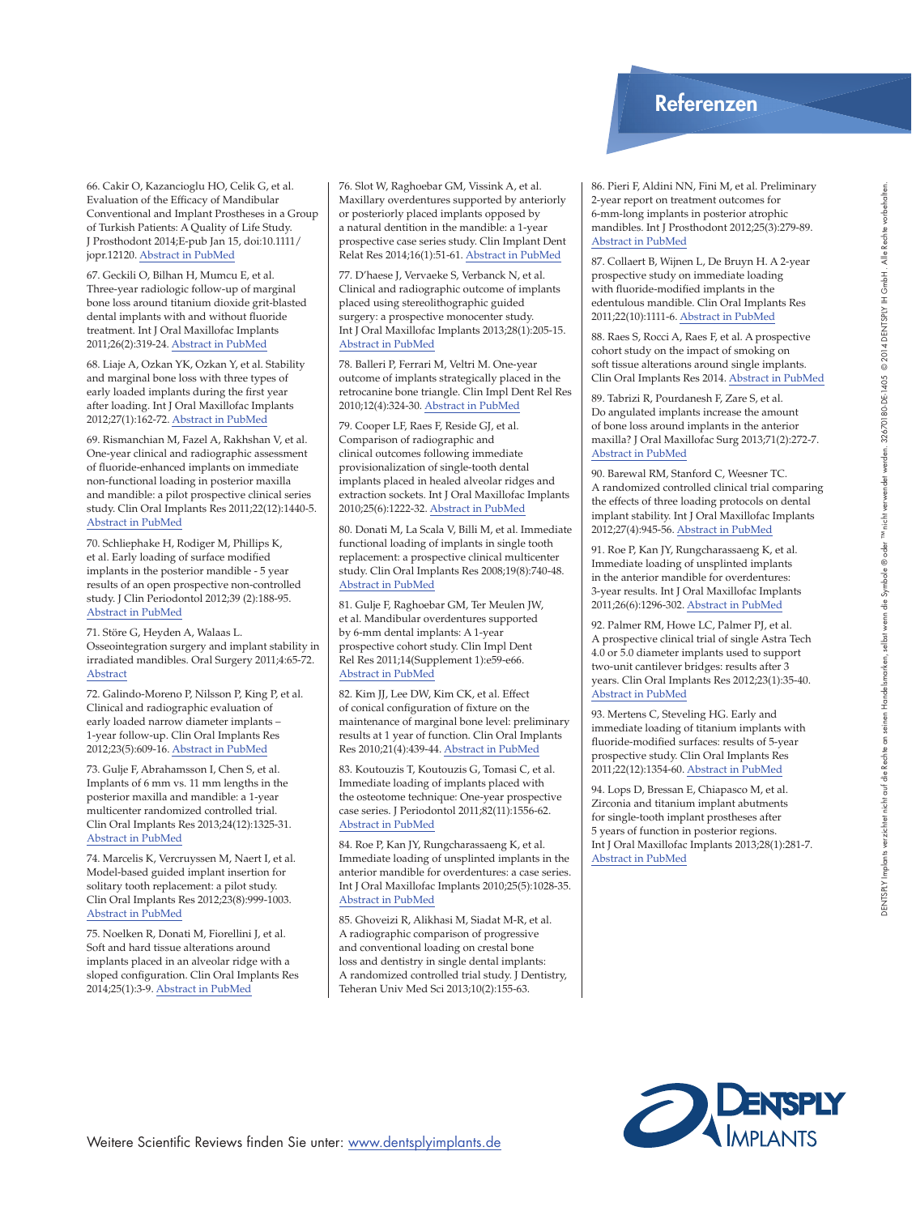## Referenzen

66. Cakir O, Kazancioglu HO, Celik G, et al. Evaluation of the Efficacy of Mandibular Conventional and Implant Prostheses in a Group of Turkish Patients: A Quality of Life Study. J Prosthodont 2014;E-pub Jan 15, doi:10.1111/jopr.12120. Abstract in PubMed

67. Geckili O, Bilhan H, Mumcu E, et al. Three-year radiologic follow-up of marginal bone loss around titanium dioxide grit-blasted dental implants with and without fluoride treatment. Int J Oral Maxillofac Implants 2011;26(2):319-24. Abstract in PubMed

68. Liaje A, Ozkan YK, Ozkan Y, et al. Stability and marginal bone loss with three types of early loaded implants during the first year after loading. Int J Oral Maxillofac Implants 2012;27(1):162-72. Abstract in PubMed

69. Rismanchian M, Fazel A, Rakhshan V, et al. One-year clinical and radiographic assessment of fluoride-enhanced implants on immediate non-functional loading in posterior maxilla and mandible: a pilot prospective clinical series study. Clin Oral Implants Res 2011;22(12):1440-5. Abstract in PubMed

70. Schliephake H, Rodiger M, Phillips K, et al. Early loading of surface modified implants in the posterior mandible - 5 year results of an open prospective non-controlled study. J Clin Periodontol 2012;39 (2):188-95. Abstract in PubMed

71. Störe G, Heyden A, Walaas L. Osseointegration surgery and implant stability in irradiated mandibles. Oral Surgery 2011;4:65-72. Abstract

72. Galindo-Moreno P, Nilsson P, King P, et al. Clinical and radiographic evaluation of early loaded narrow diameter implants – 1-year follow-up. Clin Oral Implants Res 2012;23(5):609-16. Abstract in PubMed

73. Gulje F, Abrahamsson I, Chen S, et al. Implants of 6 mm vs. 11 mm lengths in the posterior maxilla and mandible: a 1-year multicenter randomized controlled trial. Clin Oral Implants Res 2013;24(12):1325-31. Abstract in PubMed

74. Marcelis K, Vercruyssen M, Naert I, et al. Model-based guided implant insertion for solitary tooth replacement: a pilot study. Clin Oral Implants Res 2012;23(8):999-1003. Abstract in PubMed

75. Noelken R, Donati M, Fiorellini J, et al. Soft and hard tissue alterations around implants placed in an alveolar ridge with a sloped configuration. Clin Oral Implants Res 2014;25(1):3-9. Abstract in PubMed

76. Slot W, Raghoebar GM, Vissink A, et al. Maxillary overdentures supported by anteriorly or posteriorly placed implants opposed by a natural dentition in the mandible: a 1-year prospective case series study. Clin Implant Dent Relat Res 2014;16(1):51-61. Abstract in PubMed

77. D'haese J, Vervaeke S, Verbanck N, et al. Clinical and radiographic outcome of implants placed using stereolithographic guided surgery: a prospective monocenter study. Int J Oral Maxillofac Implants 2013;28(1):205-15. Abstract in PubMed

78. Balleri P, Ferrari M, Veltri M. One-year outcome of implants strategically placed in the retrocanine bone triangle. Clin Impl Dent Rel Res 2010;12(4):324-30. Abstract in PubMed

79. Cooper LF, Raes F, Reside GJ, et al. Comparison of radiographic and clinical outcomes following immediate provisionalization of single-tooth dental implants placed in healed alveolar ridges and extraction sockets. Int J Oral Maxillofac Implants 2010;25(6):1222-32. Abstract in PubMed

80. Donati M, La Scala V, Billi M, et al. Immediate functional loading of implants in single tooth replacement: a prospective clinical multicenter study. Clin Oral Implants Res 2008;19(8):740-48. Abstract in PubMed

81. Gulje F, Raghoebar GM, Ter Meulen JW, et al. Mandibular overdentures supported by 6-mm dental implants: A 1-year prospective cohort study. Clin Impl Dent Rel Res 2011;14(Supplement 1):e59-e66. Abstract in PubMed

82. Kim JJ, Lee DW, Kim CK, et al. Effect of conical configuration of fixture on the maintenance of marginal bone level: preliminary results at 1 year of function. Clin Oral Implants Res 2010;21(4):439-44. Abstract in PubMed

83. Koutouzis T, Koutouzis G, Tomasi C, et al. Immediate loading of implants placed with the osteotome technique: One-year prospective case series. J Periodontol 2011;82(11):1556-62. Abstract in PubMed

84. Roe P, Kan JY, Rungcharassaeng K, et al. Immediate loading of unsplinted implants in the anterior mandible for overdentures: a case series. Int J Oral Maxillofac Implants 2010;25(5):1028-35. Abstract in PubMed

85. Ghoveizi R, Alikhasi M, Siadat M-R, et al. A radiographic comparison of progressive and conventional loading on crestal bone loss and dentistry in single dental implants: A randomized controlled trial study. J Dentistry, Teheran Univ Med Sci 2013;10(2):155-63.

86. Pieri F, Aldini NN, Fini M, et al. Preliminary 2-year report on treatment outcomes for 6-mm-long implants in posterior atrophic mandibles. Int J Prosthodont 2012;25(3):279-89. Abstract in PubMed

87. Collaert B, Wijnen L, De Bruyn H. A 2-year prospective study on immediate loading with fluoride-modified implants in the edentulous mandible. Clin Oral Implants Res 2011;22(10):1111-6. Abstract in PubMed

88. Raes S, Rocci A, Raes F, et al. A prospective cohort study on the impact of smoking on soft tissue alterations around single implants. Clin Oral Implants Res 2014. Abstract in PubMed

89. Tabrizi R, Pourdanesh F, Zare S, et al. Do angulated implants increase the amount of bone loss around implants in the anterior maxilla? J Oral Maxillofac Surg 2013;71(2):272-7. Abstract in PubMed

90. Barewal RM, Stanford C, Weesner TC. A randomized controlled clinical trial comparing the effects of three loading protocols on dental implant stability. Int J Oral Maxillofac Implants 2012;27(4):945-56. Abstract in PubMed

91. Roe P, Kan JY, Rungcharassaeng K, et al. Immediate loading of unsplinted implants in the anterior mandible for overdentures: 3-year results. Int J Oral Maxillofac Implants 2011;26(6):1296-302. Abstract in PubMed

92. Palmer RM, Howe LC, Palmer PJ, et al. A prospective clinical trial of single Astra Tech 4.0 or 5.0 diameter implants used to support two-unit cantilever bridges: results after 3 years. Clin Oral Implants Res 2012;23(1):35-40. Abstract in PubMed

93. Mertens C, Steveling HG. Early and immediate loading of titanium implants with fluoride-modified surfaces: results of 5-year prospective study. Clin Oral Implants Res 2011;22(12):1354-60. Abstract in PubMed

94. Lops D, Bressan E, Chiapasco M, et al. Zirconia and titanium implant abutments for single-tooth implant prostheses after 5 years of function in posterior regions. Int J Oral Maxillofac Implants 2013;28(1):281-7. Abstract in PubMed

Weitere Scientific Reviews finden Sie unter: www.dentsplyimplants.de

DENTSPLY IMPLANTS

DENTSPLY Implants verzichtet nicht auf die Rechte an seinen Handelsmarken, selbst wenn die Symbole ® oder ™ nicht verwendet werden. 32670180-DE-1405 © 2014 DENTSPLY IH GmbH. Alle Rechte vorbehalten.